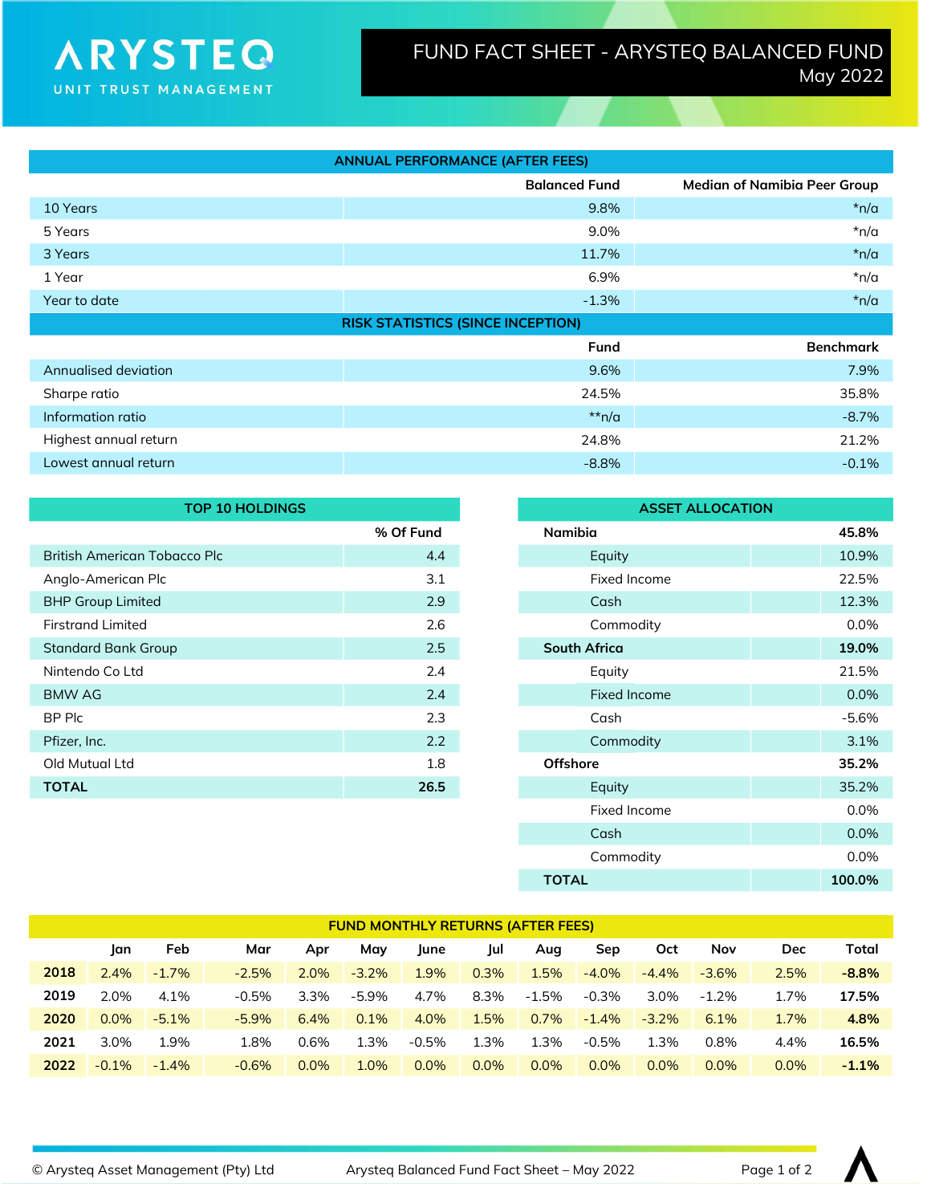ARYSTEQ
UNIT TRUST MANAGEMENT

# FUND FACT SHEET - ARYSTEQ BALANCED FUND
May 2022

| ANNUAL PERFORMANCE (AFTER FEES) | | |
|---|---|---|
| | Balanced Fund | Median of Namibia Peer Group |
| 10 Years | 9.8% | *n/a |
| 5 Years | 9.0% | *n/a |
| 3 Years | 11.7% | *n/a |
| 1 Year | 6.9% | *n/a |
| Year to date | -1.3% | *n/a |

| RISK STATISTICS (SINCE INCEPTION) | | |
|---|---|---|
| | Fund | Benchmark |
| Annualised deviation | 9.6% | 7.9% |
| Sharpe ratio | 24.5% | 35.8% |
| Information ratio | **n/a | -8.7% |
| Highest annual return | 24.8% | 21.2% |
| Lowest annual return | -8.8% | -0.1% |

| TOP 10 HOLDINGS | % Of Fund |
|---|---|
| British American Tobacco Plc | 4.4 |
| Anglo-American Plc | 3.1 |
| BHP Group Limited | 2.9 |
| Firstrand Limited | 2.6 |
| Standard Bank Group | 2.5 |
| Nintendo Co Ltd | 2.4 |
| BMW AG | 2.4 |
| BP Plc | 2.3 |
| Pfizer, Inc. | 2.2 |
| Old Mutual Ltd | 1.8 |
| **TOTAL** | **26.5** |

| ASSET ALLOCATION | |
|---|---|
| **Namibia** | **45.8%** |
| Equity | 10.9% |
| Fixed Income | 22.5% |
| Cash | 12.3% |
| Commodity | 0.0% |
| **South Africa** | **19.0%** |
| Equity | 21.5% |
| Fixed Income | 0.0% |
| Cash | -5.6% |
| Commodity | 3.1% |
| **Offshore** | **35.2%** |
| Equity | 35.2% |
| Fixed Income | 0.0% |
| Cash | 0.0% |
| Commodity | 0.0% |
| **TOTAL** | **100.0%** |

| FUND MONTHLY RETURNS (AFTER FEES) | | | | | | | | | | | | | |
|---|---|---|---|---|---|---|---|---|---|---|---|---|---|
| | Jan | Feb | Mar | Apr | May | June | Jul | Aug | Sep | Oct | Nov | Dec | Total |
| **2018** | 2.4% | -1.7% | -2.5% | 2.0% | -3.2% | 1.9% | 0.3% | 1.5% | -4.0% | -4.4% | -3.6% | 2.5% | **-8.8%** |
| **2019** | 2.0% | 4.1% | -0.5% | 3.3% | -5.9% | 4.7% | 8.3% | -1.5% | -0.3% | 3.0% | -1.2% | 1.7% | **17.5%** |
| **2020** | 0.0% | -5.1% | -5.9% | 6.4% | 0.1% | 4.0% | 1.5% | 0.7% | -1.4% | -3.2% | 6.1% | 1.7% | **4.8%** |
| **2021** | 3.0% | 1.9% | 1.8% | 0.6% | 1.3% | -0.5% | 1.3% | 1.3% | -0.5% | 1.3% | 0.8% | 4.4% | **16.5%** |
| **2022** | -0.1% | -1.4% | -0.6% | 0.0% | 1.0% | 0.0% | 0.0% | 0.0% | 0.0% | 0.0% | 0.0% | 0.0% | **-1.1%** |

© Arysteq Asset Management (Pty) Ltd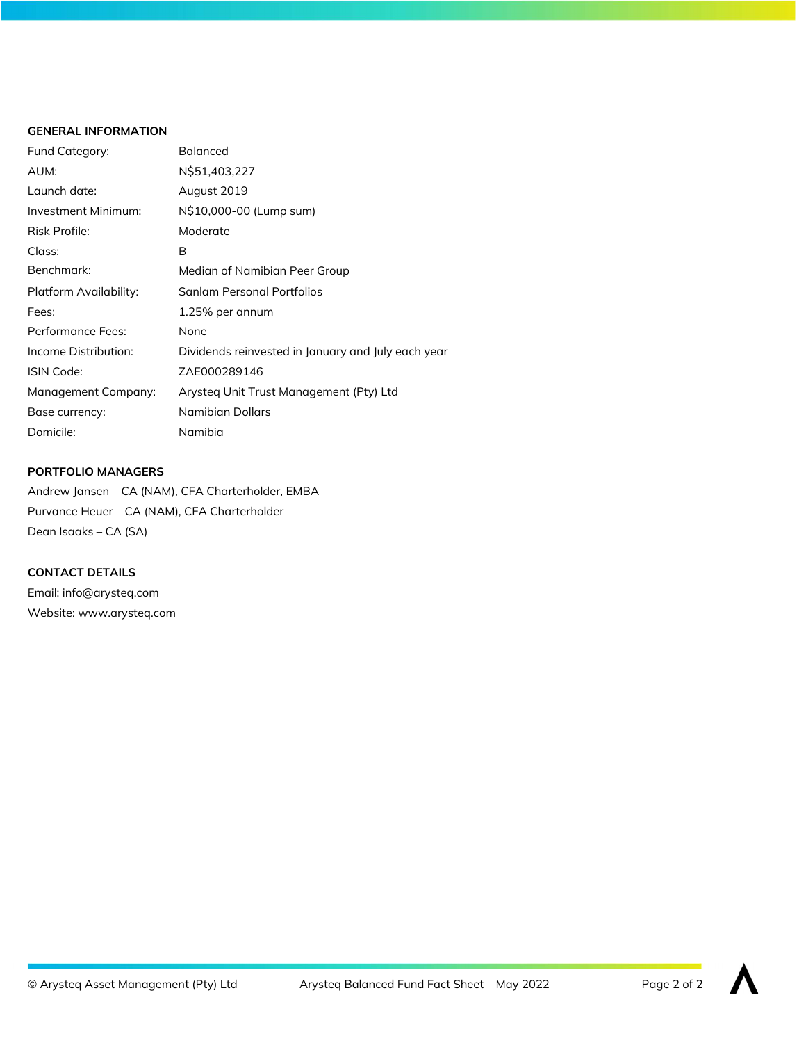## GENERAL INFORMATION

| | |
|---|---|
| Fund Category: | Balanced |
| AUM: | N$51,403,227 |
| Launch date: | August 2019 |
| Investment Minimum: | N$10,000-00 (Lump sum) |
| Risk Profile: | Moderate |
| Class: | B |
| Benchmark: | Median of Namibian Peer Group |
| Platform Availability: | Sanlam Personal Portfolios |
| Fees: | 1.25% per annum |
| Performance Fees: | None |
| Income Distribution: | Dividends reinvested in January and July each year |
| ISIN Code: | ZAE000289146 |
| Management Company: | Arysteq Unit Trust Management (Pty) Ltd |
| Base currency: | Namibian Dollars |
| Domicile: | Namibia |

## PORTFOLIO MANAGERS

Andrew Jansen – CA (NAM), CFA Charterholder, EMBA
Purvance Heuer – CA (NAM), CFA Charterholder
Dean Isaaks – CA (SA)

## CONTACT DETAILS

Email: info@arysteq.com
Website: www.arysteq.com